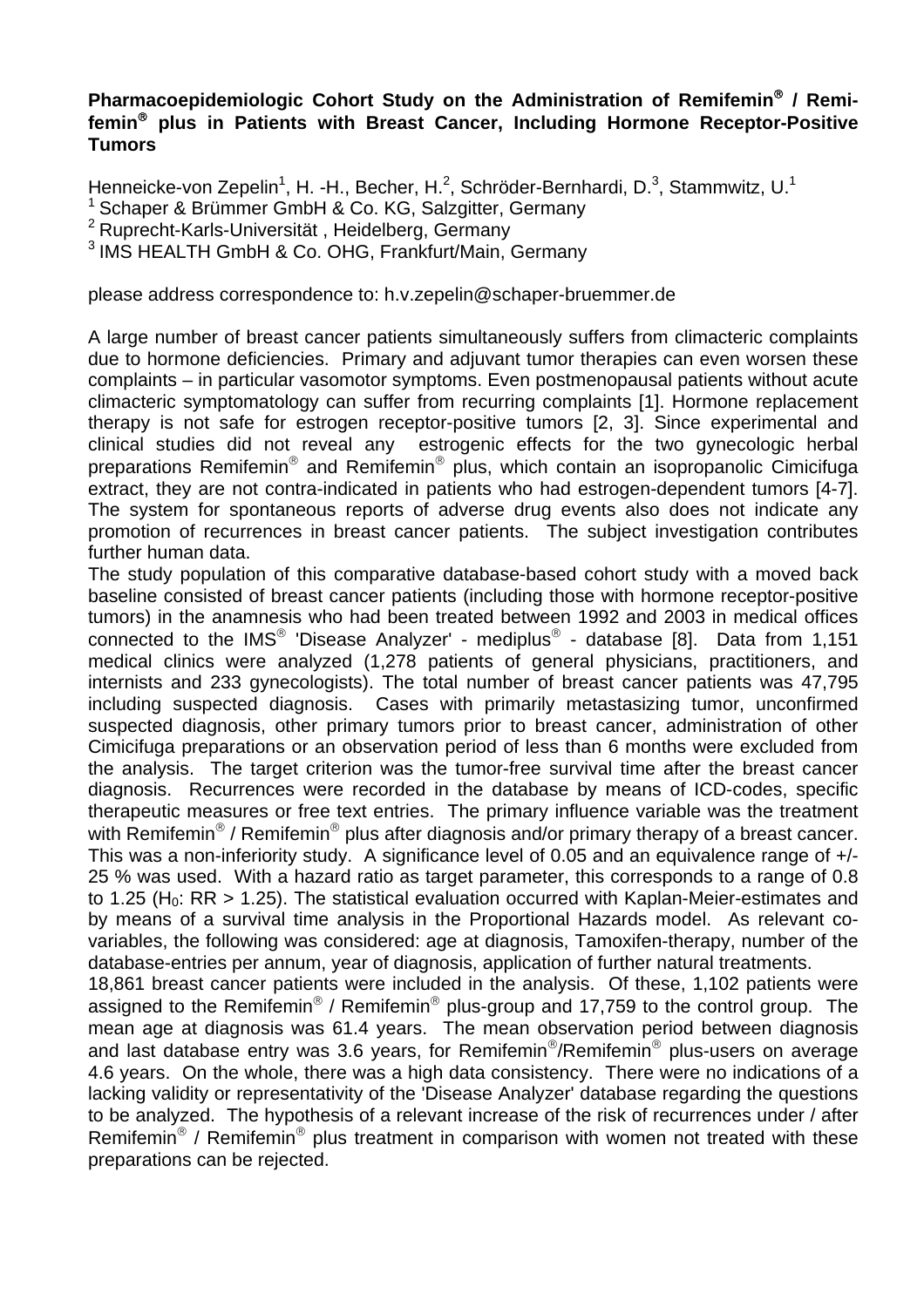# Pharmacoepidemiologic Cohort Study on the Administration of Remifemin® / Remifemin® plus in Patients with Breast Cancer, Including Hormone Receptor-Positive Tumors

Henneicke-von Zepelin[1], H. -H., Becher, H.[2], Schröder-Bernhardi, D.[3], Stammwitz, U.[1]

[1] Schaper & Brümmer GmbH & Co. KG, Salzgitter, Germany
[2] Ruprecht-Karls-Universität , Heidelberg, Germany
[3] IMS HEALTH GmbH & Co. OHG, Frankfurt/Main, Germany

please address correspondence to: h.v.zepelin@schaper-bruemmer.de

A large number of breast cancer patients simultaneously suffers from climacteric complaints due to hormone deficiencies. Primary and adjuvant tumor therapies can even worsen these complaints – in particular vasomotor symptoms. Even postmenopausal patients without acute climacteric symptomatology can suffer from recurring complaints [1]. Hormone replacement therapy is not safe for estrogen receptor-positive tumors [2, 3]. Since experimental and clinical studies did not reveal any estrogenic effects for the two gynecologic herbal preparations Remifemin® and Remifemin® plus, which contain an isopropanolic Cimicifuga extract, they are not contra-indicated in patients who had estrogen-dependent tumors [4-7]. The system for spontaneous reports of adverse drug events also does not indicate any promotion of recurrences in breast cancer patients. The subject investigation contributes further human data.

The study population of this comparative database-based cohort study with a moved back baseline consisted of breast cancer patients (including those with hormone receptor-positive tumors) in the anamnesis who had been treated between 1992 and 2003 in medical offices connected to the IMS® 'Disease Analyzer' - mediplus® - database [8]. Data from 1,151 medical clinics were analyzed (1,278 patients of general physicians, practitioners, and internists and 233 gynecologists). The total number of breast cancer patients was 47,795 including suspected diagnosis. Cases with primarily metastasizing tumor, unconfirmed suspected diagnosis, other primary tumors prior to breast cancer, administration of other Cimicifuga preparations or an observation period of less than 6 months were excluded from the analysis. The target criterion was the tumor-free survival time after the breast cancer diagnosis. Recurrences were recorded in the database by means of ICD-codes, specific therapeutic measures or free text entries. The primary influence variable was the treatment with Remifemin® / Remifemin® plus after diagnosis and/or primary therapy of a breast cancer. This was a non-inferiority study. A significance level of 0.05 and an equivalence range of +/- 25 % was used. With a hazard ratio as target parameter, this corresponds to a range of 0.8 to 1.25 ($H_0$: RR > 1.25). The statistical evaluation occurred with Kaplan-Meier-estimates and by means of a survival time analysis in the Proportional Hazards model. As relevant co-variables, the following was considered: age at diagnosis, Tamoxifen-therapy, number of the database-entries per annum, year of diagnosis, application of further natural treatments.

18,861 breast cancer patients were included in the analysis. Of these, 1,102 patients were assigned to the Remifemin® / Remifemin® plus-group and 17,759 to the control group. The mean age at diagnosis was 61.4 years. The mean observation period between diagnosis and last database entry was 3.6 years, for Remifemin®/Remifemin® plus-users on average 4.6 years. On the whole, there was a high data consistency. There were no indications of a lacking validity or representativity of the 'Disease Analyzer' database regarding the questions to be analyzed. The hypothesis of a relevant increase of the risk of recurrences under / after Remifemin® / Remifemin® plus treatment in comparison with women not treated with these preparations can be rejected.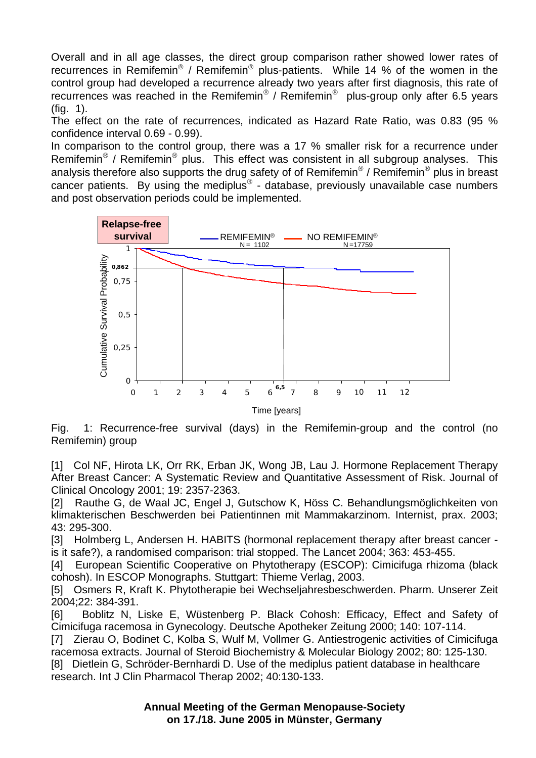Overall and in all age classes, the direct group comparison rather showed lower rates of recurrences in Remifemin® / Remifemin® plus-patients. While 14 % of the women in the control group had developed a recurrence already two years after first diagnosis, this rate of recurrences was reached in the Remifemin® / Remifemin® plus-group only after 6.5 years (fig. 1).

The effect on the rate of recurrences, indicated as Hazard Rate Ratio, was 0.83 (95 % confidence interval 0.69 - 0.99).

In comparison to the control group, there was a 17 % smaller risk for a recurrence under Remifemin® / Remifemin® plus. This effect was consistent in all subgroup analyses. This analysis therefore also supports the drug safety of of Remifemin® / Remifemin® plus in breast cancer patients. By using the mediplus® - database, previously unavailable case numbers and post observation periods could be implemented.

**Relapse-free survival**

REMIFEMIN® N = 1102

NO REMIFEMIN® N =17759

Cumulative Survival Probability

1
0,862
0,75
0,5
0,25
0

0 1 2 3 4 5 6 6,5 7 8 9 10 11 12

Time [years]

Fig. 1: Recurrence-free survival (days) in the Remifemin-group and the control (no Remifemin) group

[1] Col NF, Hirota LK, Orr RK, Erban JK, Wong JB, Lau J. Hormone Replacement Therapy After Breast Cancer: A Systematic Review and Quantitative Assessment of Risk. Journal of Clinical Oncology 2001; 19: 2357-2363.

[2] Rauthe G, de Waal JC, Engel J, Gutschow K, Höss C. Behandlungsmöglichkeiten von klimakterischen Beschwerden bei Patientinnen mit Mammakarzinom. Internist, prax. 2003; 43: 295-300.

[3] Holmberg L, Andersen H. HABITS (hormonal replacement therapy after breast cancer - is it safe?), a randomised comparison: trial stopped. The Lancet 2004; 363: 453-455.

[4] European Scientific Cooperative on Phytotherapy (ESCOP): Cimicifuga rhizoma (black cohosh). In ESCOP Monographs. Stuttgart: Thieme Verlag, 2003.

[5] Osmers R, Kraft K. Phytotherapie bei Wechseljahresbeschwerden. Pharm. Unserer Zeit 2004;22: 384-391.

[6] Boblitz N, Liske E, Wüstenberg P. Black Cohosh: Efficacy, Effect and Safety of Cimicifuga racemosa in Gynecology. Deutsche Apotheker Zeitung 2000; 140: 107-114.

[7] Zierau O, Bodinet C, Kolba S, Wulf M, Vollmer G. Antiestrogenic activities of Cimicifuga racemosa extracts. Journal of Steroid Biochemistry & Molecular Biology 2002; 80: 125-130.

[8] Dietlein G, Schröder-Bernhardi D. Use of the mediplus patient database in healthcare research. Int J Clin Pharmacol Therap 2002; 40:130-133.

**Annual Meeting of the German Menopause-Society on 17./18. June 2005 in Münster, Germany**